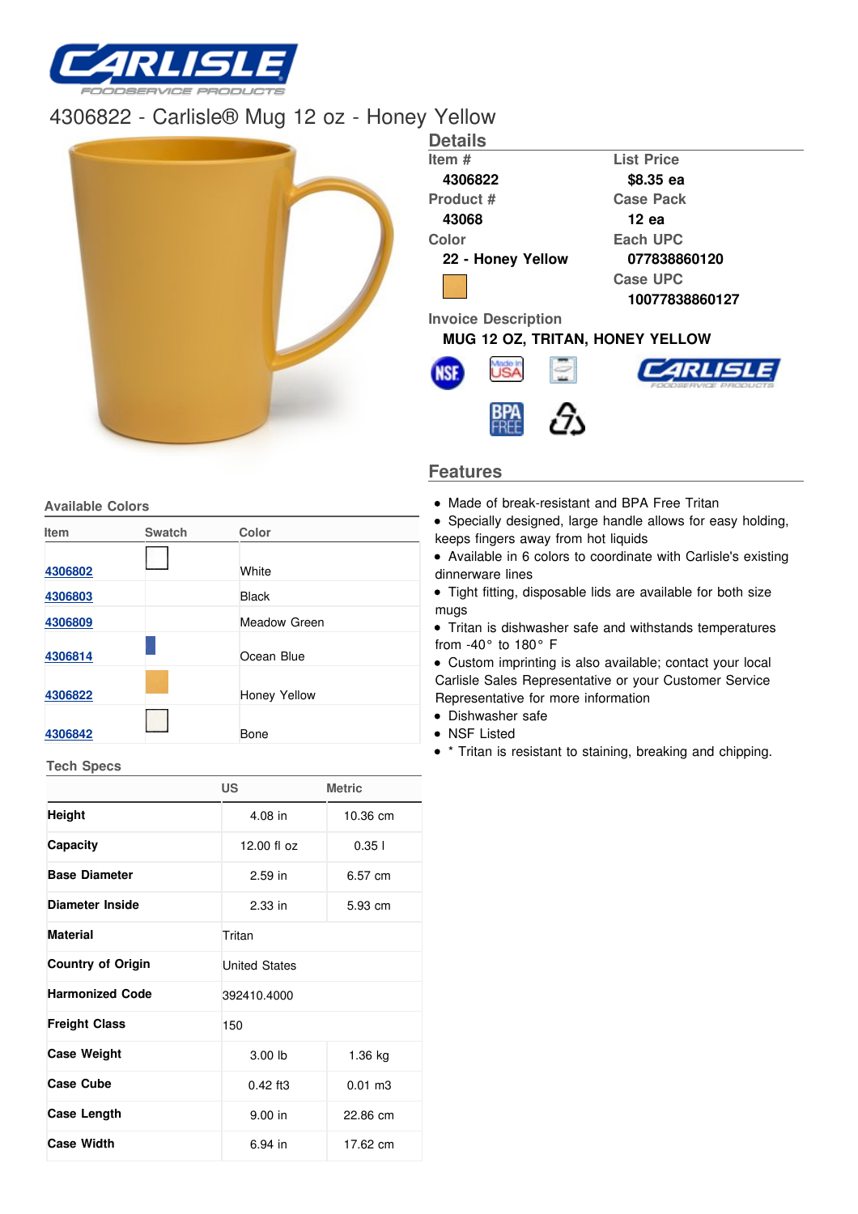# 4306822 - Carlisle® Mug 12 oz - Honey Yellow

## Details

| Item # | List Price |
|---|---|
| 4306822 | $8.35 ea |
| **Product #** | **Case Pack** |
| 43068 | 12 ea |
| **Color** | **Each UPC** |
| 22 - Honey Yellow | 077838860120 |
| | **Case UPC** |
| | 10077838860127 |

**Invoice Description**

MUG 12 OZ, TRITAN, HONEY YELLOW

## Available Colors

| Item | Swatch | Color |
|---|---|---|
| 4306802 | | White |
| 4306803 | | Black |
| 4306809 | | Meadow Green |
| 4306814 | | Ocean Blue |
| 4306822 | | Honey Yellow |
| 4306842 | | Bone |

## Features

- Made of break-resistant and BPA Free Tritan
- Specially designed, large handle allows for easy holding, keeps fingers away from hot liquids
- Available in 6 colors to coordinate with Carlisle's existing dinnerware lines
- Tight fitting, disposable lids are available for both size mugs
- Tritan is dishwasher safe and withstands temperatures from -40° to 180° F
- Custom imprinting is also available; contact your local Carlisle Sales Representative or your Customer Service Representative for more information
- Dishwasher safe
- NSF Listed
- * Tritan is resistant to staining, breaking and chipping.

## Tech Specs

| | US | Metric |
|---|---|---|
| **Height** | 4.08 in | 10.36 cm |
| **Capacity** | 12.00 fl oz | 0.35 l |
| **Base Diameter** | 2.59 in | 6.57 cm |
| **Diameter Inside** | 2.33 in | 5.93 cm |
| **Material** | Tritan | |
| **Country of Origin** | United States | |
| **Harmonized Code** | 392410.4000 | |
| **Freight Class** | 150 | |
| **Case Weight** | 3.00 lb | 1.36 kg |
| **Case Cube** | 0.42 ft3 | 0.01 m3 |
| **Case Length** | 9.00 in | 22.86 cm |
| **Case Width** | 6.94 in | 17.62 cm |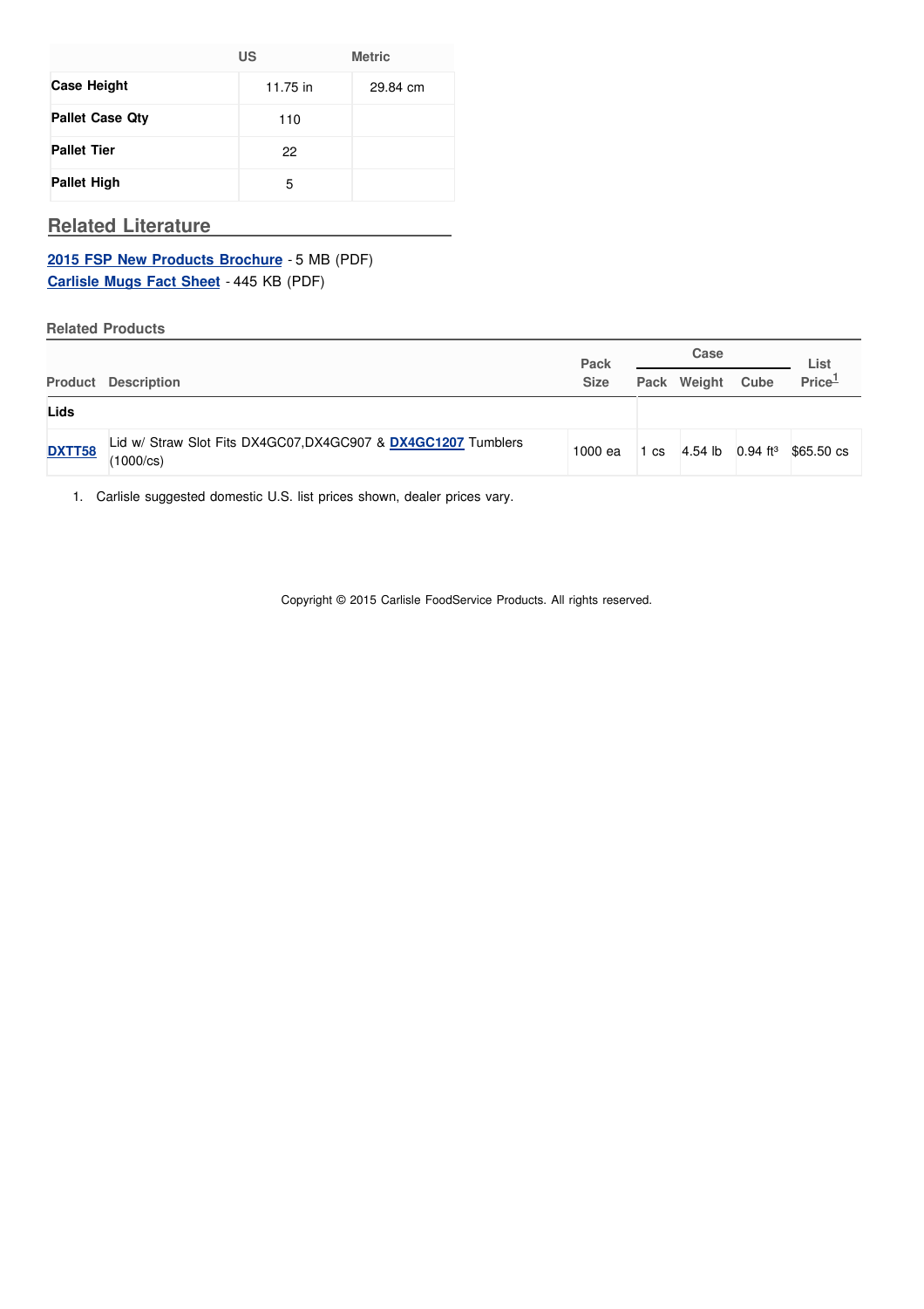| | US | Metric |
|---|---|---|
| **Case Height** | 11.75 in | 29.84 cm |
| **Pallet Case Qty** | 110 | |
| **Pallet Tier** | 22 | |
| **Pallet High** | 5 | |

## Related Literature

**2015 FSP New Products Brochure** - 5 MB (PDF)
**Carlisle Mugs Fact Sheet** - 445 KB (PDF)

### Related Products

| Product | Description | Pack Size | Case Pack | Case Weight | Case Cube | List Price[1] |
|---|---|---|---|---|---|---|
| **Lids** | | | | | | |
| **DXTT58** | Lid w/ Straw Slot Fits DX4GC07,DX4GC907 & **DX4GC1207** Tumblers (1000/cs) | 1000 ea | 1 cs | 4.54 lb | 0.94 ft³ | $65.50 cs |

1. Carlisle suggested domestic U.S. list prices shown, dealer prices vary.

Copyright © 2015 Carlisle FoodService Products. All rights reserved.